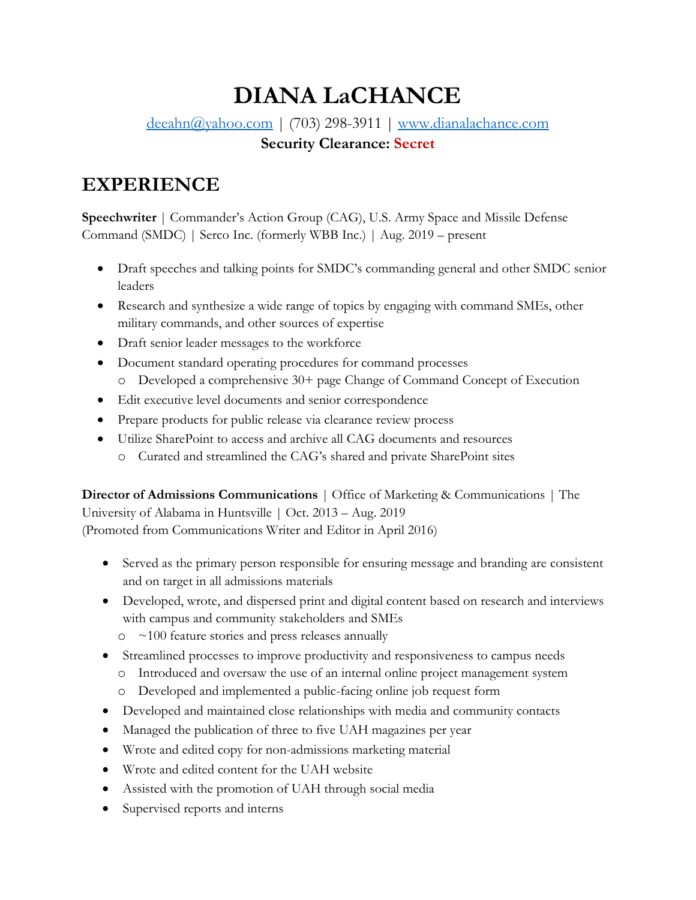# DIANA LaCHANCE

[deeahn@yahoo.com](mailto:deeahn@yahoo.com) | (703) 298-3911 | [www.dianalachance.com](http://www.dianalachance.com)

**Security Clearance: Secret**

## EXPERIENCE

**Speechwriter** | Commander's Action Group (CAG), U.S. Army Space and Missile Defense Command (SMDC) | Serco Inc. (formerly WBB Inc.) | Aug. 2019 – present

- Draft speeches and talking points for SMDC's commanding general and other SMDC senior leaders
- Research and synthesize a wide range of topics by engaging with command SMEs, other military commands, and other sources of expertise
- Draft senior leader messages to the workforce
- Document standard operating procedures for command processes
  - Developed a comprehensive 30+ page Change of Command Concept of Execution
- Edit executive level documents and senior correspondence
- Prepare products for public release via clearance review process
- Utilize SharePoint to access and archive all CAG documents and resources
  - Curated and streamlined the CAG's shared and private SharePoint sites

**Director of Admissions Communications** | Office of Marketing & Communications | The University of Alabama in Huntsville | Oct. 2013 – Aug. 2019
(Promoted from Communications Writer and Editor in April 2016)

- Served as the primary person responsible for ensuring message and branding are consistent and on target in all admissions materials
- Developed, wrote, and dispersed print and digital content based on research and interviews with campus and community stakeholders and SMEs
  - ~100 feature stories and press releases annually
- Streamlined processes to improve productivity and responsiveness to campus needs
  - Introduced and oversaw the use of an internal online project management system
  - Developed and implemented a public-facing online job request form
- Developed and maintained close relationships with media and community contacts
- Managed the publication of three to five UAH magazines per year
- Wrote and edited copy for non-admissions marketing material
- Wrote and edited content for the UAH website
- Assisted with the promotion of UAH through social media
- Supervised reports and interns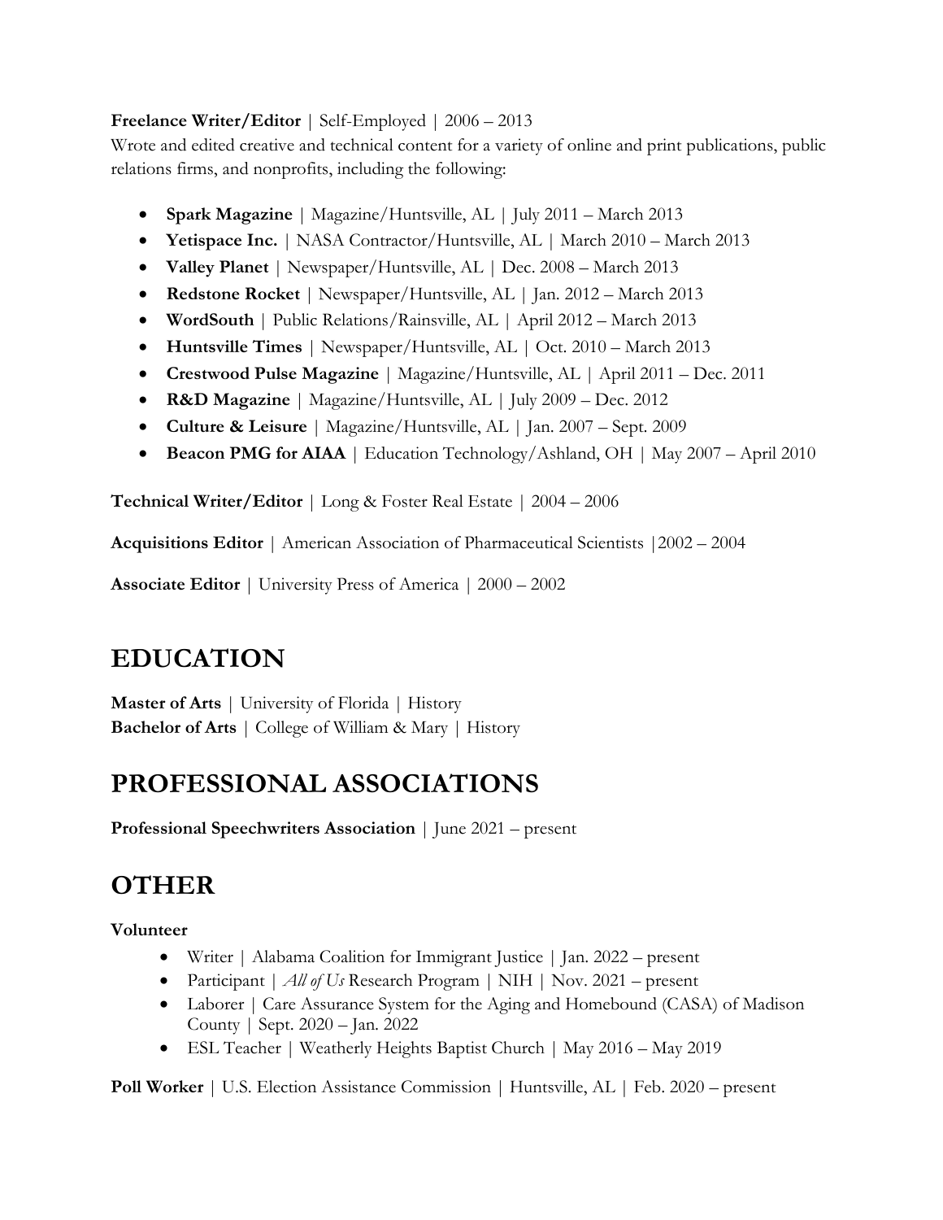**Freelance Writer/Editor** | Self-Employed | 2006 – 2013

Wrote and edited creative and technical content for a variety of online and print publications, public relations firms, and nonprofits, including the following:

- **Spark Magazine** | Magazine/Huntsville, AL | July 2011 – March 2013
- **Yetispace Inc.** | NASA Contractor/Huntsville, AL | March 2010 – March 2013
- **Valley Planet** | Newspaper/Huntsville, AL | Dec. 2008 – March 2013
- **Redstone Rocket** | Newspaper/Huntsville, AL | Jan. 2012 – March 2013
- **WordSouth** | Public Relations/Rainsville, AL | April 2012 – March 2013
- **Huntsville Times** | Newspaper/Huntsville, AL | Oct. 2010 – March 2013
- **Crestwood Pulse Magazine** | Magazine/Huntsville, AL | April 2011 – Dec. 2011
- **R&D Magazine** | Magazine/Huntsville, AL | July 2009 – Dec. 2012
- **Culture & Leisure** | Magazine/Huntsville, AL | Jan. 2007 – Sept. 2009
- **Beacon PMG for AIAA** | Education Technology/Ashland, OH | May 2007 – April 2010

**Technical Writer/Editor** | Long & Foster Real Estate | 2004 – 2006

**Acquisitions Editor** | American Association of Pharmaceutical Scientists |2002 – 2004

**Associate Editor** | University Press of America | 2000 – 2002

# EDUCATION

**Master of Arts** | University of Florida | History
**Bachelor of Arts** | College of William & Mary | History

# PROFESSIONAL ASSOCIATIONS

**Professional Speechwriters Association** | June 2021 – present

# OTHER

**Volunteer**

- Writer | Alabama Coalition for Immigrant Justice | Jan. 2022 – present
- Participant | *All of Us* Research Program | NIH | Nov. 2021 – present
- Laborer | Care Assurance System for the Aging and Homebound (CASA) of Madison County | Sept. 2020 – Jan. 2022
- ESL Teacher | Weatherly Heights Baptist Church | May 2016 – May 2019

**Poll Worker** | U.S. Election Assistance Commission | Huntsville, AL | Feb. 2020 – present